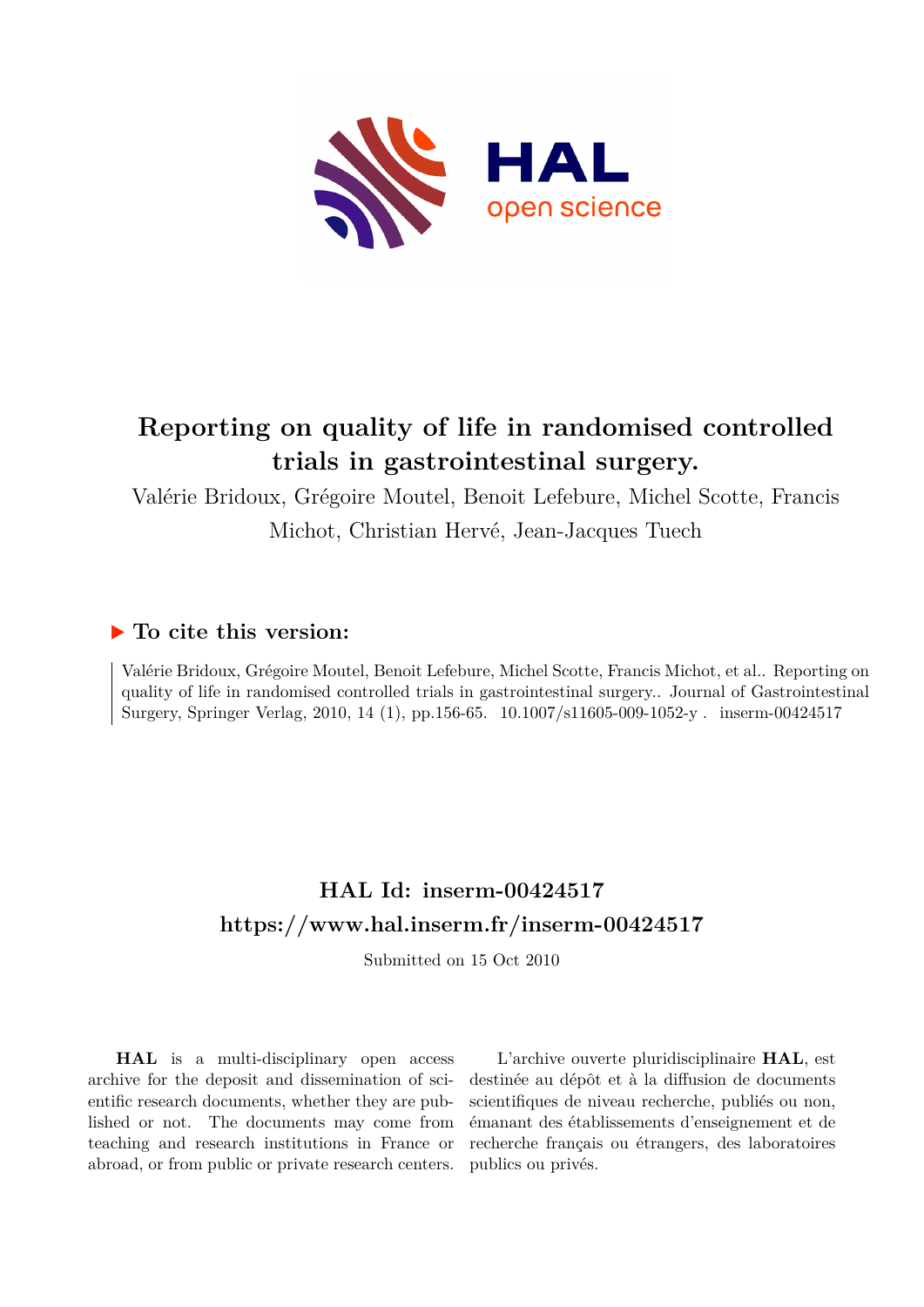# Reporting on quality of life in randomised controlled trials in gastrointestinal surgery.

Valérie Bridoux, Grégoire Moutel, Benoit Lefebure, Michel Scotte, Francis Michot, Christian Hervé, Jean-Jacques Tuech

## ▶ To cite this version:

Valérie Bridoux, Grégoire Moutel, Benoit Lefebure, Michel Scotte, Francis Michot, et al.. Reporting on quality of life in randomised controlled trials in gastrointestinal surgery.. Journal of Gastrointestinal Surgery, Springer Verlag, 2010, 14 (1), pp.156-65. 10.1007/s11605-009-1052-y . inserm-00424517

## HAL Id: inserm-00424517

## https://www.hal.inserm.fr/inserm-00424517

Submitted on 15 Oct 2010

**HAL** is a multi-disciplinary open access archive for the deposit and dissemination of scientific research documents, whether they are published or not. The documents may come from teaching and research institutions in France or abroad, or from public or private research centers.

L'archive ouverte pluridisciplinaire **HAL**, est destinée au dépôt et à la diffusion de documents scientifiques de niveau recherche, publiés ou non, émanant des établissements d'enseignement et de recherche français ou étrangers, des laboratoires publics ou privés.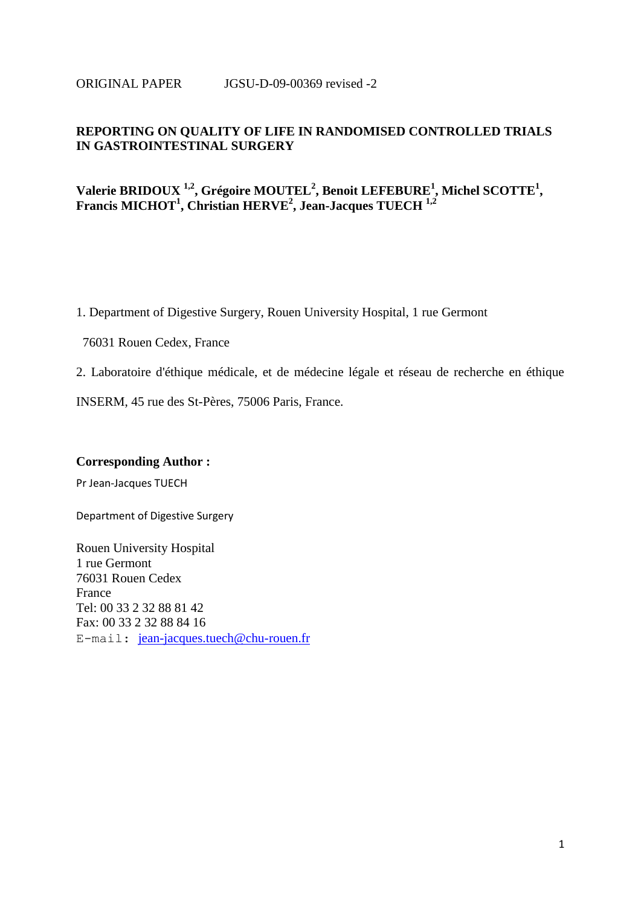ORIGINAL PAPER JGSU-D-09-00369 revised -2

# REPORTING ON QUALITY OF LIFE IN RANDOMISED CONTROLLED TRIALS IN GASTROINTESTINAL SURGERY

**Valerie BRIDOUX [1,2], Grégoire MOUTEL[2], Benoit LEFEBURE[1], Michel SCOTTE[1], Francis MICHOT[1], Christian HERVE[2], Jean-Jacques TUECH [1,2]**

1. Department of Digestive Surgery, Rouen University Hospital, 1 rue Germont

76031 Rouen Cedex, France

2. Laboratoire d'éthique médicale, et de médecine légale et réseau de recherche en éthique INSERM, 45 rue des St-Pères, 75006 Paris, France.

**Corresponding Author :**

Pr Jean-Jacques TUECH

Department of Digestive Surgery

Rouen University Hospital
1 rue Germont
76031 Rouen Cedex
France
Tel: 00 33 2 32 88 81 42
Fax: 00 33 2 32 88 84 16
E-mail: jean-jacques.tuech@chu-rouen.fr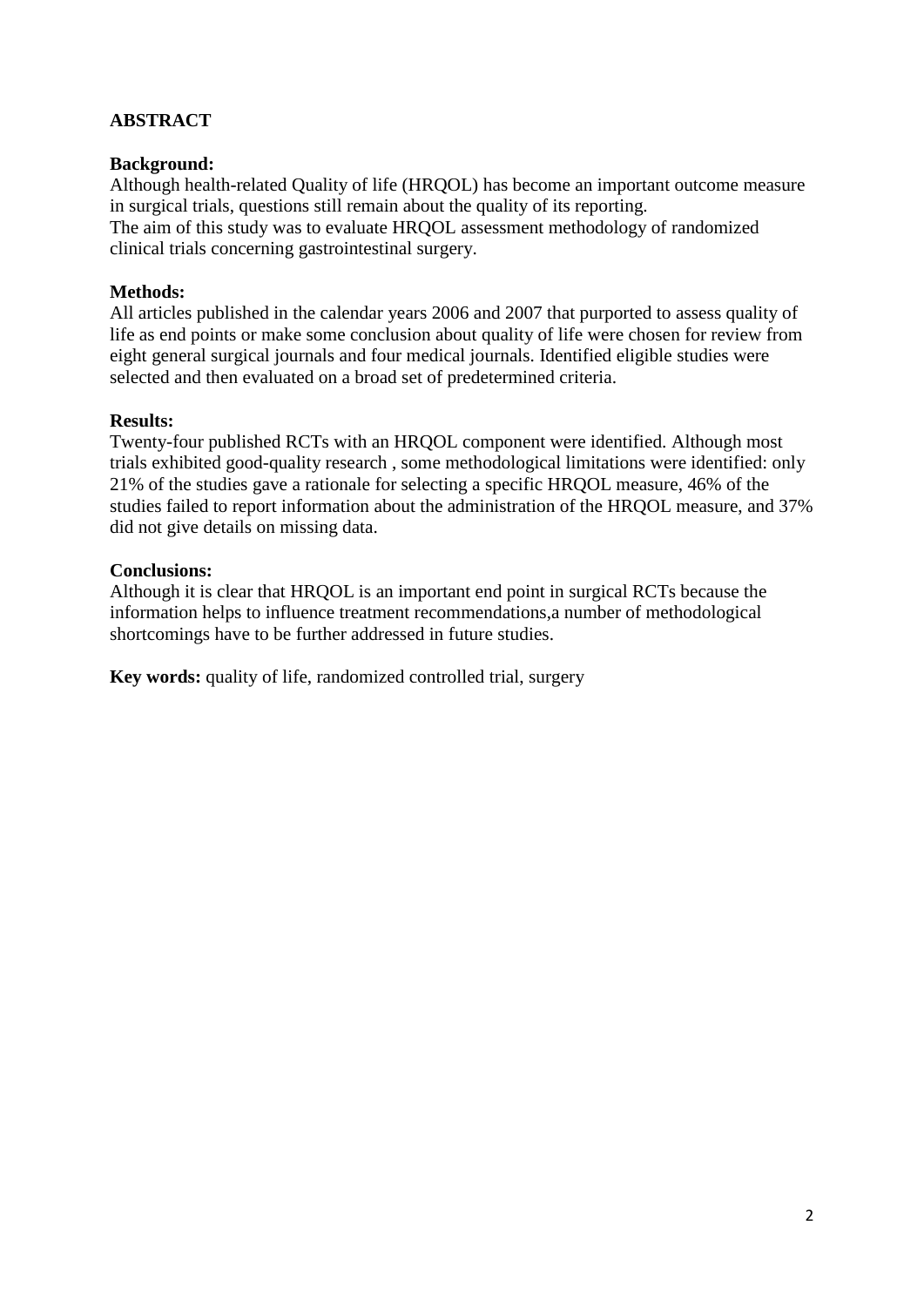## ABSTRACT

**Background:**

Although health-related Quality of life (HRQOL) has become an important outcome measure in surgical trials, questions still remain about the quality of its reporting.
The aim of this study was to evaluate HRQOL assessment methodology of randomized clinical trials concerning gastrointestinal surgery.

**Methods:**

All articles published in the calendar years 2006 and 2007 that purported to assess quality of life as end points or make some conclusion about quality of life were chosen for review from eight general surgical journals and four medical journals. Identified eligible studies were selected and then evaluated on a broad set of predetermined criteria.

**Results:**

Twenty-four published RCTs with an HRQOL component were identified. Although most trials exhibited good-quality research , some methodological limitations were identified: only 21% of the studies gave a rationale for selecting a specific HRQOL measure, 46% of the studies failed to report information about the administration of the HRQOL measure, and 37% did not give details on missing data.

**Conclusions:**

Although it is clear that HRQOL is an important end point in surgical RCTs because the information helps to influence treatment recommendations,a number of methodological shortcomings have to be further addressed in future studies.

**Key words:** quality of life, randomized controlled trial, surgery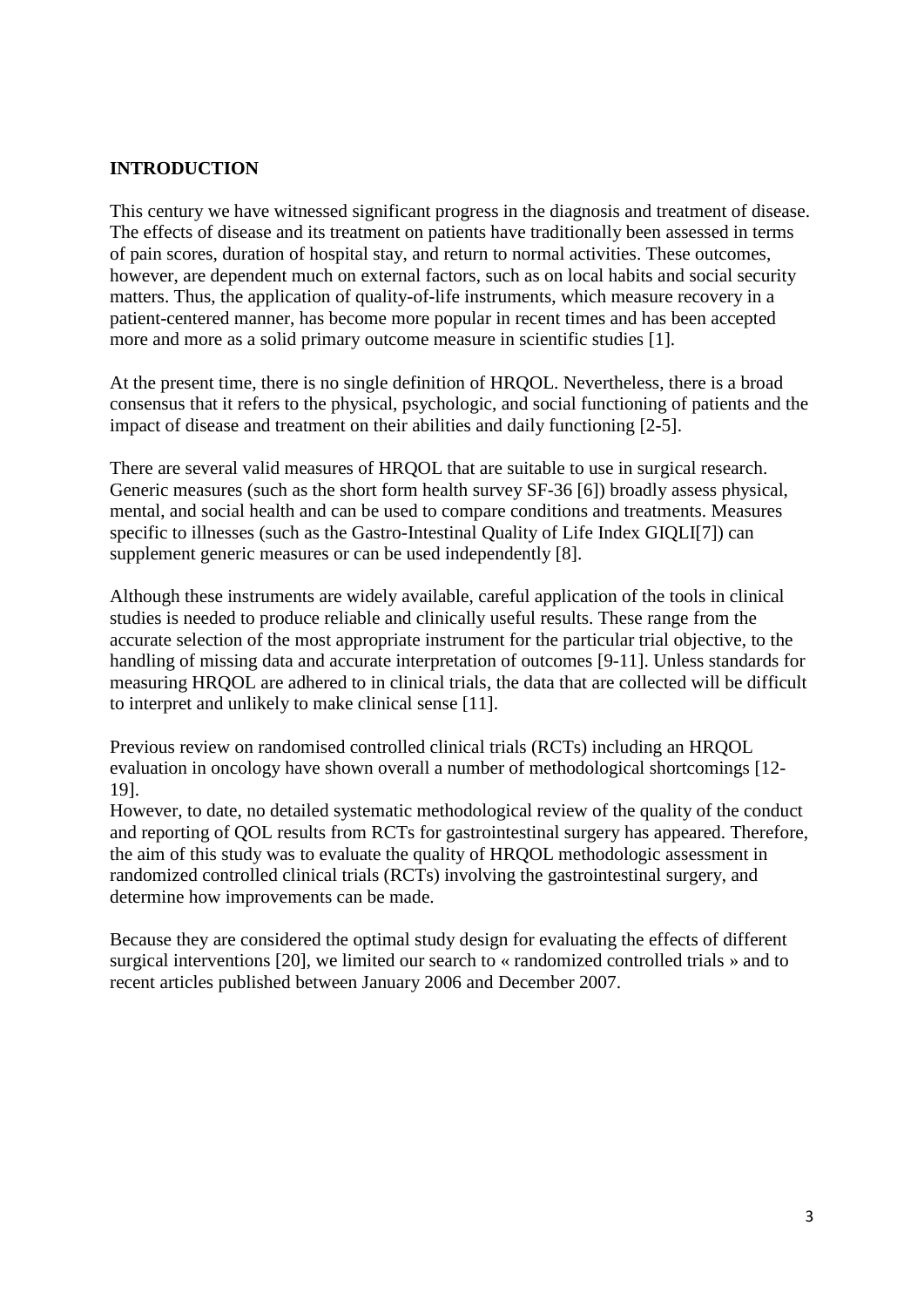## INTRODUCTION

This century we have witnessed significant progress in the diagnosis and treatment of disease. The effects of disease and its treatment on patients have traditionally been assessed in terms of pain scores, duration of hospital stay, and return to normal activities. These outcomes, however, are dependent much on external factors, such as on local habits and social security matters. Thus, the application of quality-of-life instruments, which measure recovery in a patient-centered manner, has become more popular in recent times and has been accepted more and more as a solid primary outcome measure in scientific studies [1].

At the present time, there is no single definition of HRQOL. Nevertheless, there is a broad consensus that it refers to the physical, psychologic, and social functioning of patients and the impact of disease and treatment on their abilities and daily functioning [2-5].

There are several valid measures of HRQOL that are suitable to use in surgical research. Generic measures (such as the short form health survey SF-36 [6]) broadly assess physical, mental, and social health and can be used to compare conditions and treatments. Measures specific to illnesses (such as the Gastro-Intestinal Quality of Life Index GIQLI[7]) can supplement generic measures or can be used independently [8].

Although these instruments are widely available, careful application of the tools in clinical studies is needed to produce reliable and clinically useful results. These range from the accurate selection of the most appropriate instrument for the particular trial objective, to the handling of missing data and accurate interpretation of outcomes [9-11]. Unless standards for measuring HRQOL are adhered to in clinical trials, the data that are collected will be difficult to interpret and unlikely to make clinical sense [11].

Previous review on randomised controlled clinical trials (RCTs) including an HRQOL evaluation in oncology have shown overall a number of methodological shortcomings [12-19].
However, to date, no detailed systematic methodological review of the quality of the conduct and reporting of QOL results from RCTs for gastrointestinal surgery has appeared. Therefore, the aim of this study was to evaluate the quality of HRQOL methodologic assessment in randomized controlled clinical trials (RCTs) involving the gastrointestinal surgery, and determine how improvements can be made.

Because they are considered the optimal study design for evaluating the effects of different surgical interventions [20], we limited our search to « randomized controlled trials » and to recent articles published between January 2006 and December 2007.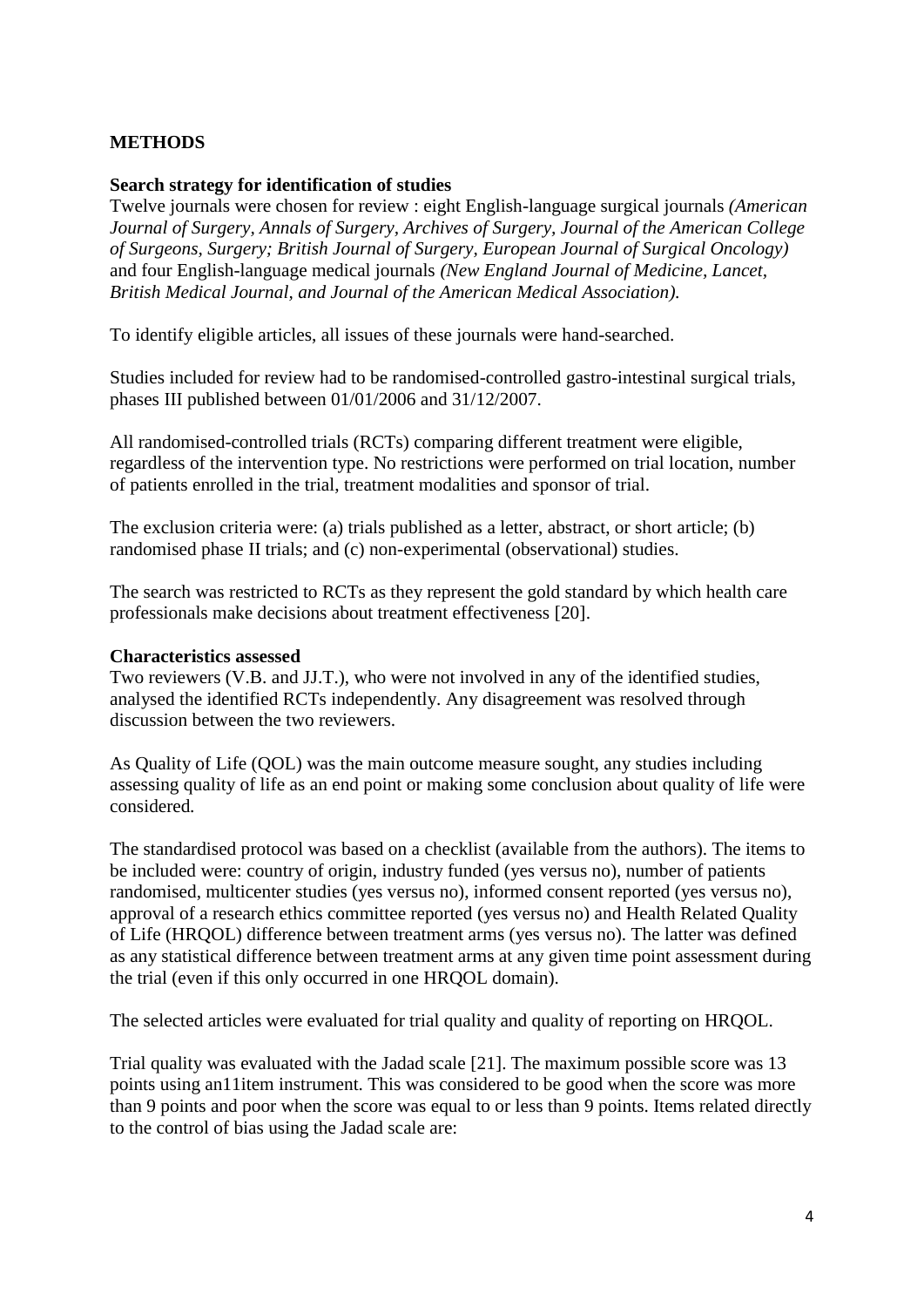## METHODS

### Search strategy for identification of studies

Twelve journals were chosen for review : eight English-language surgical journals *(American Journal of Surgery, Annals of Surgery, Archives of Surgery, Journal of the American College of Surgeons, Surgery; British Journal of Surgery, European Journal of Surgical Oncology)* and four English-language medical journals *(New England Journal of Medicine, Lancet, British Medical Journal, and Journal of the American Medical Association).*

To identify eligible articles, all issues of these journals were hand-searched.

Studies included for review had to be randomised-controlled gastro-intestinal surgical trials, phases III published between 01/01/2006 and 31/12/2007.

All randomised-controlled trials (RCTs) comparing different treatment were eligible, regardless of the intervention type. No restrictions were performed on trial location, number of patients enrolled in the trial, treatment modalities and sponsor of trial.

The exclusion criteria were: (a) trials published as a letter, abstract, or short article; (b) randomised phase II trials; and (c) non-experimental (observational) studies.

The search was restricted to RCTs as they represent the gold standard by which health care professionals make decisions about treatment effectiveness [20].

### Characteristics assessed

Two reviewers (V.B. and JJ.T.), who were not involved in any of the identified studies, analysed the identified RCTs independently. Any disagreement was resolved through discussion between the two reviewers.

As Quality of Life (QOL) was the main outcome measure sought, any studies including assessing quality of life as an end point or making some conclusion about quality of life were considered.

The standardised protocol was based on a checklist (available from the authors). The items to be included were: country of origin, industry funded (yes versus no), number of patients randomised, multicenter studies (yes versus no), informed consent reported (yes versus no), approval of a research ethics committee reported (yes versus no) and Health Related Quality of Life (HRQOL) difference between treatment arms (yes versus no). The latter was defined as any statistical difference between treatment arms at any given time point assessment during the trial (even if this only occurred in one HRQOL domain).

The selected articles were evaluated for trial quality and quality of reporting on HRQOL.

Trial quality was evaluated with the Jadad scale [21]. The maximum possible score was 13 points using an11item instrument. This was considered to be good when the score was more than 9 points and poor when the score was equal to or less than 9 points. Items related directly to the control of bias using the Jadad scale are: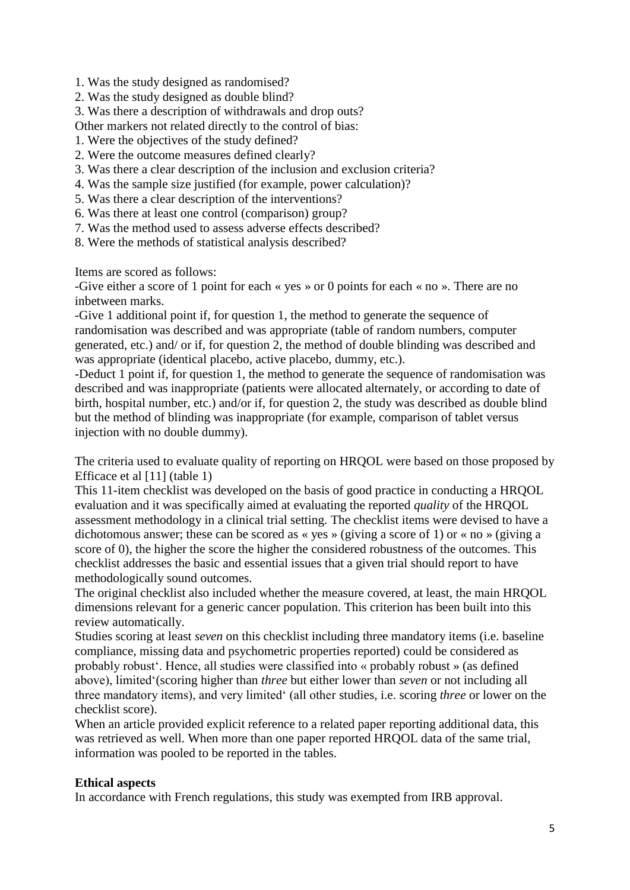1. Was the study designed as randomised?
2. Was the study designed as double blind?
3. Was there a description of withdrawals and drop outs?

Other markers not related directly to the control of bias:

1. Were the objectives of the study defined?
2. Were the outcome measures defined clearly?
3. Was there a clear description of the inclusion and exclusion criteria?
4. Was the sample size justified (for example, power calculation)?
5. Was there a clear description of the interventions?
6. Was there at least one control (comparison) group?
7. Was the method used to assess adverse effects described?
8. Were the methods of statistical analysis described?

Items are scored as follows:

-Give either a score of 1 point for each « yes » or 0 points for each « no ». There are no inbetween marks.

-Give 1 additional point if, for question 1, the method to generate the sequence of randomisation was described and was appropriate (table of random numbers, computer generated, etc.) and/ or if, for question 2, the method of double blinding was described and was appropriate (identical placebo, active placebo, dummy, etc.).

-Deduct 1 point if, for question 1, the method to generate the sequence of randomisation was described and was inappropriate (patients were allocated alternately, or according to date of birth, hospital number, etc.) and/or if, for question 2, the study was described as double blind but the method of blinding was inappropriate (for example, comparison of tablet versus injection with no double dummy).

The criteria used to evaluate quality of reporting on HRQOL were based on those proposed by Efficace et al [11] (table 1)

This 11-item checklist was developed on the basis of good practice in conducting a HRQOL evaluation and it was specifically aimed at evaluating the reported *quality* of the HRQOL assessment methodology in a clinical trial setting. The checklist items were devised to have a dichotomous answer; these can be scored as « yes » (giving a score of 1) or « no » (giving a score of 0), the higher the score the higher the considered robustness of the outcomes. This checklist addresses the basic and essential issues that a given trial should report to have methodologically sound outcomes.

The original checklist also included whether the measure covered, at least, the main HRQOL dimensions relevant for a generic cancer population. This criterion has been built into this review automatically.

Studies scoring at least *seven* on this checklist including three mandatory items (i.e. baseline compliance, missing data and psychometric properties reported) could be considered as probably robust'. Hence, all studies were classified into « probably robust » (as defined above), limited'(scoring higher than *three* but either lower than *seven* or not including all three mandatory items), and very limited' (all other studies, i.e. scoring *three* or lower on the checklist score).

When an article provided explicit reference to a related paper reporting additional data, this was retrieved as well. When more than one paper reported HRQOL data of the same trial, information was pooled to be reported in the tables.

**Ethical aspects**

In accordance with French regulations, this study was exempted from IRB approval.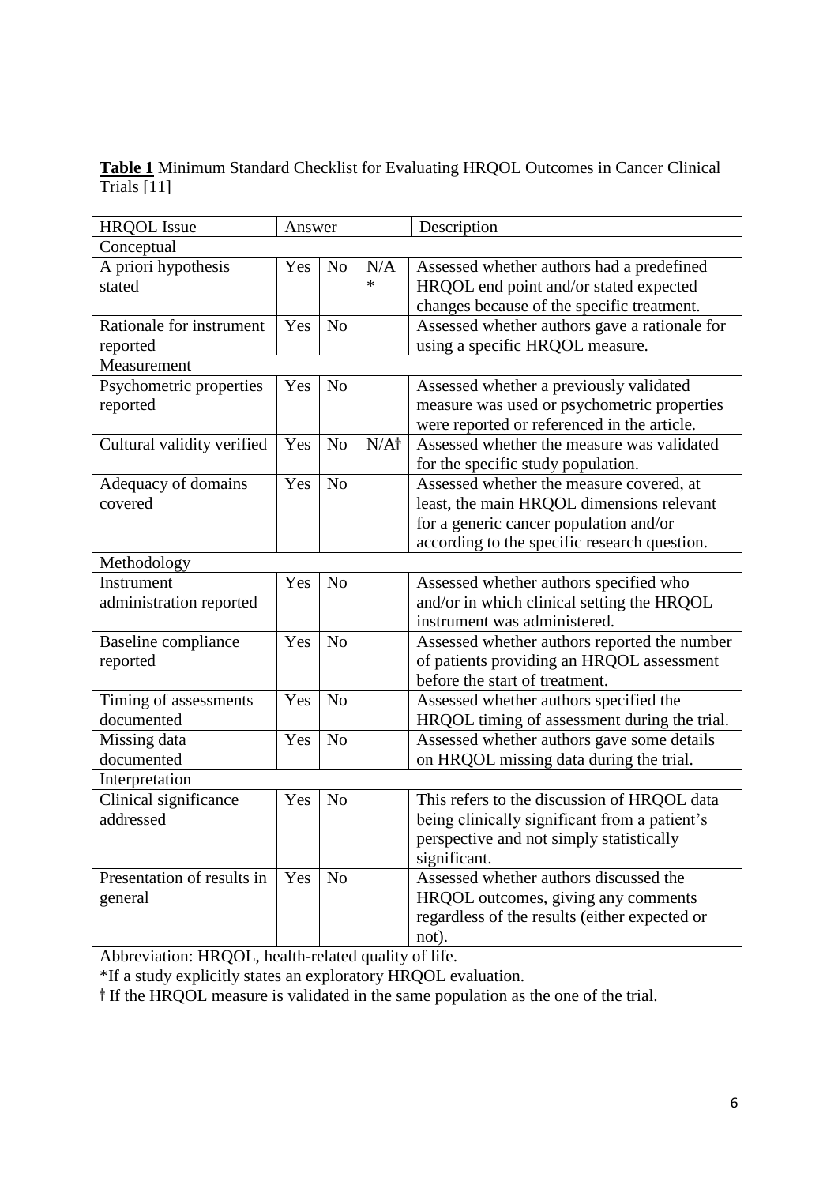**Table 1** Minimum Standard Checklist for Evaluating HRQOL Outcomes in Cancer Clinical Trials [11]

| HRQOL Issue | Answer | | | Description |
|---|---|---|---|---|
| Conceptual | | | | |
| A priori hypothesis stated | Yes | No | N/A * | Assessed whether authors had a predefined HRQOL end point and/or stated expected changes because of the specific treatment. |
| Rationale for instrument reported | Yes | No | | Assessed whether authors gave a rationale for using a specific HRQOL measure. |
| Measurement | | | | |
| Psychometric properties reported | Yes | No | | Assessed whether a previously validated measure was used or psychometric properties were reported or referenced in the article. |
| Cultural validity verified | Yes | No | N/A† | Assessed whether the measure was validated for the specific study population. |
| Adequacy of domains covered | Yes | No | | Assessed whether the measure covered, at least, the main HRQOL dimensions relevant for a generic cancer population and/or according to the specific research question. |
| Methodology | | | | |
| Instrument administration reported | Yes | No | | Assessed whether authors specified who and/or in which clinical setting the HRQOL instrument was administered. |
| Baseline compliance reported | Yes | No | | Assessed whether authors reported the number of patients providing an HRQOL assessment before the start of treatment. |
| Timing of assessments documented | Yes | No | | Assessed whether authors specified the HRQOL timing of assessment during the trial. |
| Missing data documented | Yes | No | | Assessed whether authors gave some details on HRQOL missing data during the trial. |
| Interpretation | | | | |
| Clinical significance addressed | Yes | No | | This refers to the discussion of HRQOL data being clinically significant from a patient's perspective and not simply statistically significant. |
| Presentation of results in general | Yes | No | | Assessed whether authors discussed the HRQOL outcomes, giving any comments regardless of the results (either expected or not). |

Abbreviation: HRQOL, health-related quality of life.

*If a study explicitly states an exploratory HRQOL evaluation.

† If the HRQOL measure is validated in the same population as the one of the trial.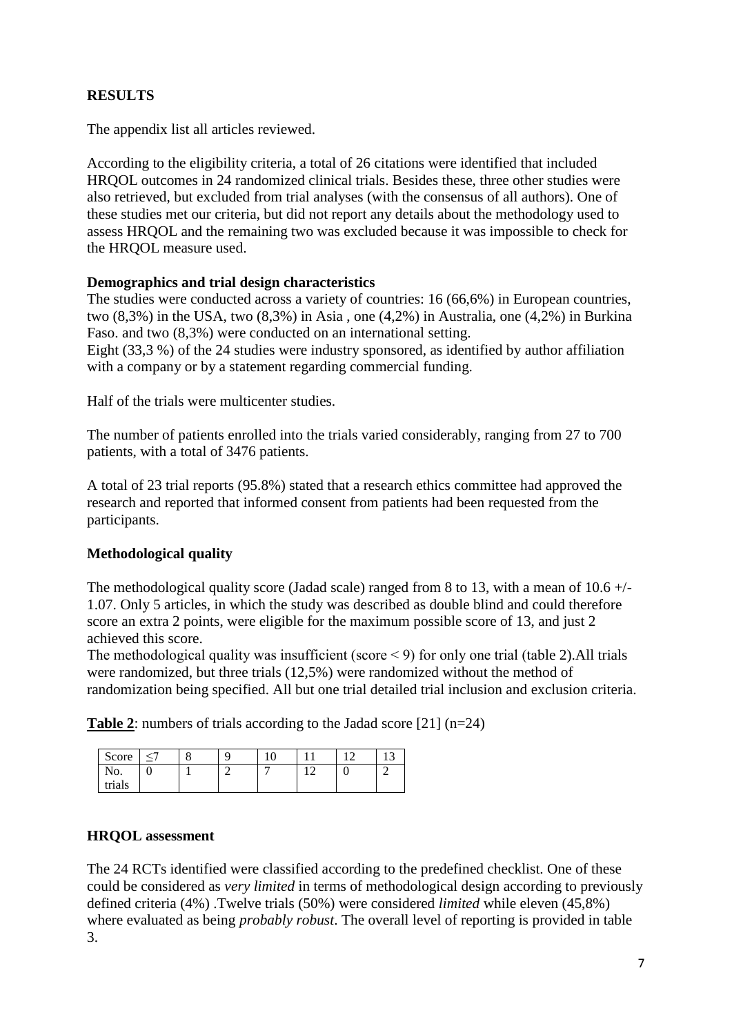**RESULTS**

The appendix list all articles reviewed.

According to the eligibility criteria, a total of 26 citations were identified that included HRQOL outcomes in 24 randomized clinical trials. Besides these, three other studies were also retrieved, but excluded from trial analyses (with the consensus of all authors). One of these studies met our criteria, but did not report any details about the methodology used to assess HRQOL and the remaining two was excluded because it was impossible to check for the HRQOL measure used.

**Demographics and trial design characteristics**

The studies were conducted across a variety of countries: 16 (66,6%) in European countries, two (8,3%) in the USA, two (8,3%) in Asia , one (4,2%) in Australia, one (4,2%) in Burkina Faso. and two (8,3%) were conducted on an international setting.
Eight (33,3 %) of the 24 studies were industry sponsored, as identified by author affiliation with a company or by a statement regarding commercial funding.

Half of the trials were multicenter studies.

The number of patients enrolled into the trials varied considerably, ranging from 27 to 700 patients, with a total of 3476 patients.

A total of 23 trial reports (95.8%) stated that a research ethics committee had approved the research and reported that informed consent from patients had been requested from the participants.

**Methodological quality**

The methodological quality score (Jadad scale) ranged from 8 to 13, with a mean of 10.6 +/- 1.07. Only 5 articles, in which the study was described as double blind and could therefore score an extra 2 points, were eligible for the maximum possible score of 13, and just 2 achieved this score.
The methodological quality was insufficient (score < 9) for only one trial (table 2).All trials were randomized, but three trials (12,5%) were randomized without the method of randomization being specified. All but one trial detailed trial inclusion and exclusion criteria.

**Table 2**: numbers of trials according to the Jadad score [21] (n=24)

| Score | ≤7 | 8 | 9 | 10 | 11 | 12 | 13 |
|---|---|---|---|---|---|---|---|
| No. trials | 0 | 1 | 2 | 7 | 12 | 0 | 2 |

**HRQOL assessment**

The 24 RCTs identified were classified according to the predefined checklist. One of these could be considered as *very limited* in terms of methodological design according to previously defined criteria (4%) .Twelve trials (50%) were considered *limited* while eleven (45,8%) where evaluated as being *probably robust*. The overall level of reporting is provided in table 3.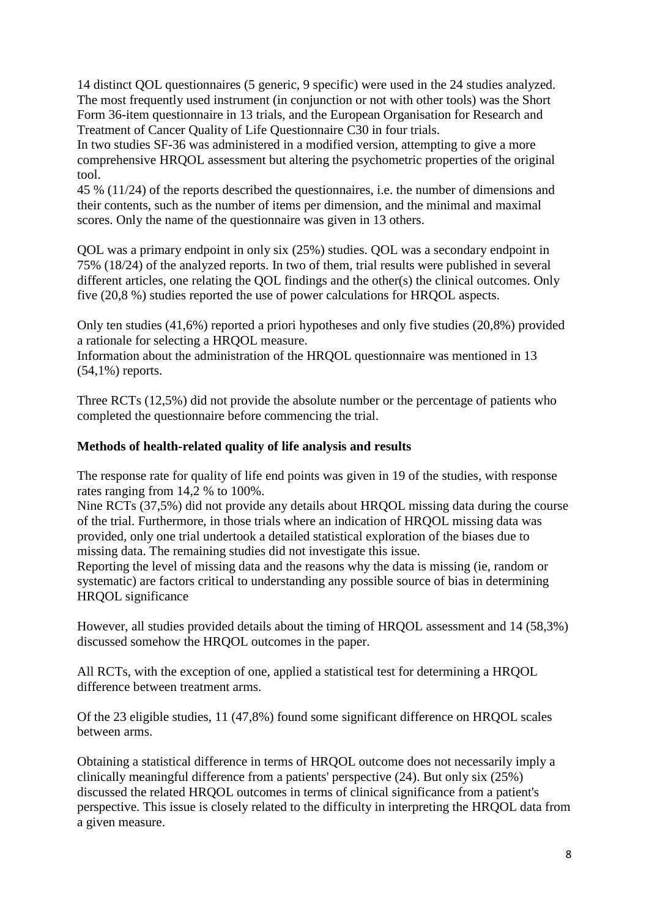14 distinct QOL questionnaires (5 generic, 9 specific) were used in the 24 studies analyzed. The most frequently used instrument (in conjunction or not with other tools) was the Short Form 36-item questionnaire in 13 trials, and the European Organisation for Research and Treatment of Cancer Quality of Life Questionnaire C30 in four trials.
In two studies SF-36 was administered in a modified version, attempting to give a more comprehensive HRQOL assessment but altering the psychometric properties of the original tool.
45 % (11/24) of the reports described the questionnaires, i.e. the number of dimensions and their contents, such as the number of items per dimension, and the minimal and maximal scores. Only the name of the questionnaire was given in 13 others.

QOL was a primary endpoint in only six (25%) studies. QOL was a secondary endpoint in 75% (18/24) of the analyzed reports. In two of them, trial results were published in several different articles, one relating the QOL findings and the other(s) the clinical outcomes. Only five (20,8 %) studies reported the use of power calculations for HRQOL aspects.

Only ten studies (41,6%) reported a priori hypotheses and only five studies (20,8%) provided a rationale for selecting a HRQOL measure.
Information about the administration of the HRQOL questionnaire was mentioned in 13 (54,1%) reports.

Three RCTs (12,5%) did not provide the absolute number or the percentage of patients who completed the questionnaire before commencing the trial.

**Methods of health-related quality of life analysis and results**

The response rate for quality of life end points was given in 19 of the studies, with response rates ranging from 14,2 % to 100%.
Nine RCTs (37,5%) did not provide any details about HRQOL missing data during the course of the trial. Furthermore, in those trials where an indication of HRQOL missing data was provided, only one trial undertook a detailed statistical exploration of the biases due to missing data. The remaining studies did not investigate this issue.
Reporting the level of missing data and the reasons why the data is missing (ie, random or systematic) are factors critical to understanding any possible source of bias in determining HRQOL significance

However, all studies provided details about the timing of HRQOL assessment and 14 (58,3%) discussed somehow the HRQOL outcomes in the paper.

All RCTs, with the exception of one, applied a statistical test for determining a HRQOL difference between treatment arms.

Of the 23 eligible studies, 11 (47,8%) found some significant difference on HRQOL scales between arms.

Obtaining a statistical difference in terms of HRQOL outcome does not necessarily imply a clinically meaningful difference from a patients' perspective (24). But only six (25%) discussed the related HRQOL outcomes in terms of clinical significance from a patient's perspective. This issue is closely related to the difficulty in interpreting the HRQOL data from a given measure.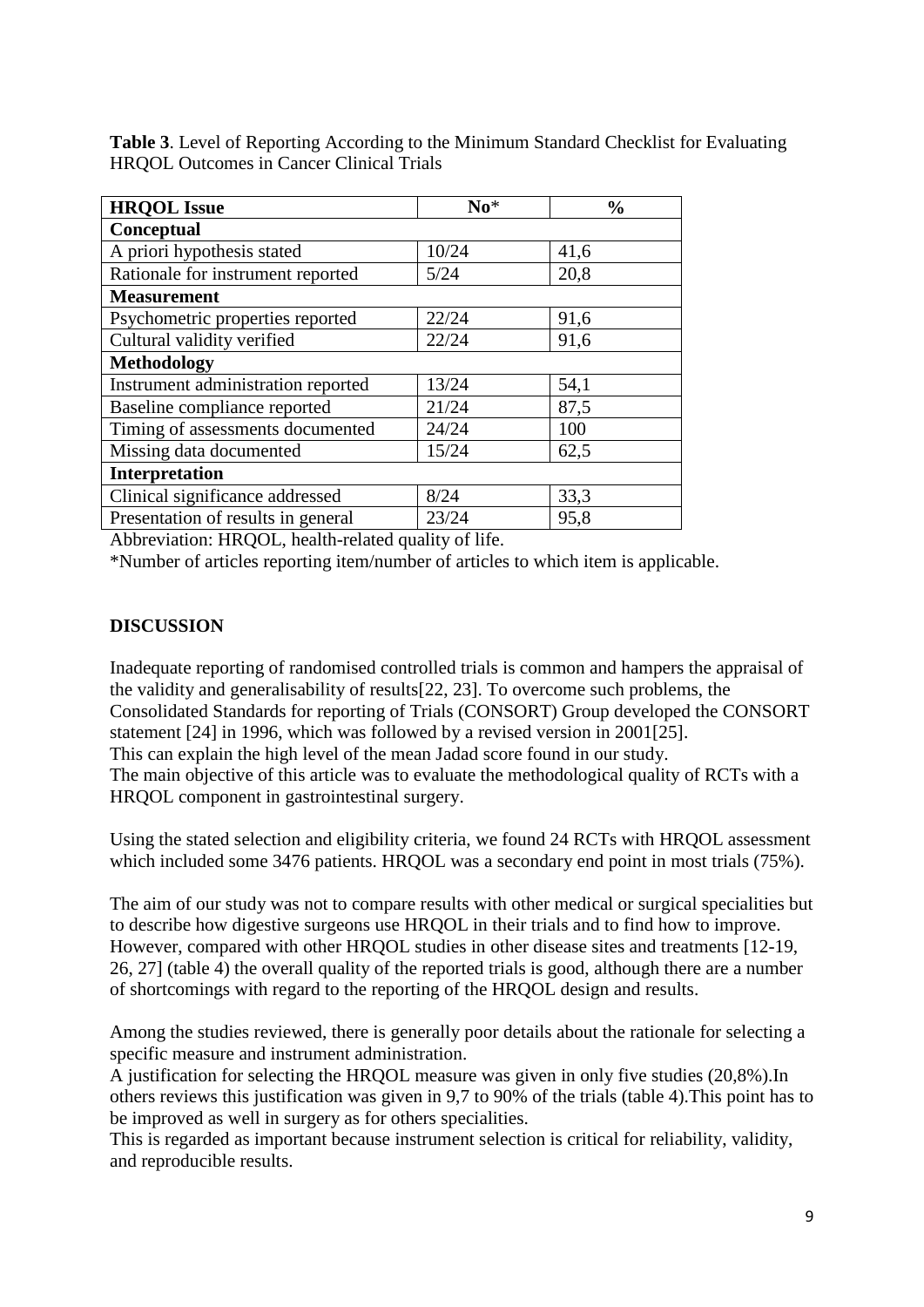**Table 3**. Level of Reporting According to the Minimum Standard Checklist for Evaluating HRQOL Outcomes in Cancer Clinical Trials

| **HRQOL Issue** | **No*** | **%** |
|---|---|---|
| **Conceptual** | | |
| A priori hypothesis stated | 10/24 | 41,6 |
| Rationale for instrument reported | 5/24 | 20,8 |
| **Measurement** | | |
| Psychometric properties reported | 22/24 | 91,6 |
| Cultural validity verified | 22/24 | 91,6 |
| **Methodology** | | |
| Instrument administration reported | 13/24 | 54,1 |
| Baseline compliance reported | 21/24 | 87,5 |
| Timing of assessments documented | 24/24 | 100 |
| Missing data documented | 15/24 | 62,5 |
| **Interpretation** | | |
| Clinical significance addressed | 8/24 | 33,3 |
| Presentation of results in general | 23/24 | 95,8 |

Abbreviation: HRQOL, health-related quality of life.

*Number of articles reporting item/number of articles to which item is applicable.

## DISCUSSION

Inadequate reporting of randomised controlled trials is common and hampers the appraisal of the validity and generalisability of results[22, 23]. To overcome such problems, the Consolidated Standards for reporting of Trials (CONSORT) Group developed the CONSORT statement [24] in 1996, which was followed by a revised version in 2001[25].
This can explain the high level of the mean Jadad score found in our study.
The main objective of this article was to evaluate the methodological quality of RCTs with a HRQOL component in gastrointestinal surgery.

Using the stated selection and eligibility criteria, we found 24 RCTs with HRQOL assessment which included some 3476 patients. HRQOL was a secondary end point in most trials (75%).

The aim of our study was not to compare results with other medical or surgical specialities but to describe how digestive surgeons use HRQOL in their trials and to find how to improve. However, compared with other HRQOL studies in other disease sites and treatments [12-19, 26, 27] (table 4) the overall quality of the reported trials is good, although there are a number of shortcomings with regard to the reporting of the HRQOL design and results.

Among the studies reviewed, there is generally poor details about the rationale for selecting a specific measure and instrument administration.
A justification for selecting the HRQOL measure was given in only five studies (20,8%).In others reviews this justification was given in 9,7 to 90% of the trials (table 4).This point has to be improved as well in surgery as for others specialities.
This is regarded as important because instrument selection is critical for reliability, validity, and reproducible results.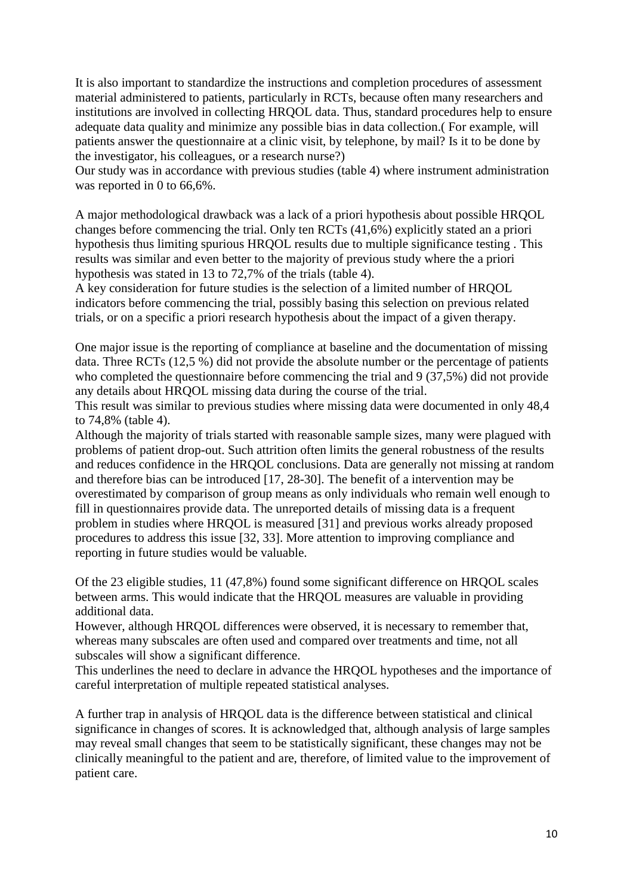It is also important to standardize the instructions and completion procedures of assessment material administered to patients, particularly in RCTs, because often many researchers and institutions are involved in collecting HRQOL data. Thus, standard procedures help to ensure adequate data quality and minimize any possible bias in data collection.( For example, will patients answer the questionnaire at a clinic visit, by telephone, by mail? Is it to be done by the investigator, his colleagues, or a research nurse?)
Our study was in accordance with previous studies (table 4) where instrument administration was reported in 0 to 66,6%.

A major methodological drawback was a lack of a priori hypothesis about possible HRQOL changes before commencing the trial. Only ten RCTs (41,6%) explicitly stated an a priori hypothesis thus limiting spurious HRQOL results due to multiple significance testing . This results was similar and even better to the majority of previous study where the a priori hypothesis was stated in 13 to 72,7% of the trials (table 4).
A key consideration for future studies is the selection of a limited number of HRQOL indicators before commencing the trial, possibly basing this selection on previous related trials, or on a specific a priori research hypothesis about the impact of a given therapy.

One major issue is the reporting of compliance at baseline and the documentation of missing data. Three RCTs (12,5 %) did not provide the absolute number or the percentage of patients who completed the questionnaire before commencing the trial and 9 (37,5%) did not provide any details about HRQOL missing data during the course of the trial.
This result was similar to previous studies where missing data were documented in only 48,4 to 74,8% (table 4).
Although the majority of trials started with reasonable sample sizes, many were plagued with problems of patient drop-out. Such attrition often limits the general robustness of the results and reduces confidence in the HRQOL conclusions. Data are generally not missing at random and therefore bias can be introduced [17, 28-30]. The benefit of a intervention may be overestimated by comparison of group means as only individuals who remain well enough to fill in questionnaires provide data. The unreported details of missing data is a frequent problem in studies where HRQOL is measured [31] and previous works already proposed procedures to address this issue [32, 33]. More attention to improving compliance and reporting in future studies would be valuable.

Of the 23 eligible studies, 11 (47,8%) found some significant difference on HRQOL scales between arms. This would indicate that the HRQOL measures are valuable in providing additional data.
However, although HRQOL differences were observed, it is necessary to remember that, whereas many subscales are often used and compared over treatments and time, not all subscales will show a significant difference.
This underlines the need to declare in advance the HRQOL hypotheses and the importance of careful interpretation of multiple repeated statistical analyses.

A further trap in analysis of HRQOL data is the difference between statistical and clinical significance in changes of scores. It is acknowledged that, although analysis of large samples may reveal small changes that seem to be statistically significant, these changes may not be clinically meaningful to the patient and are, therefore, of limited value to the improvement of patient care.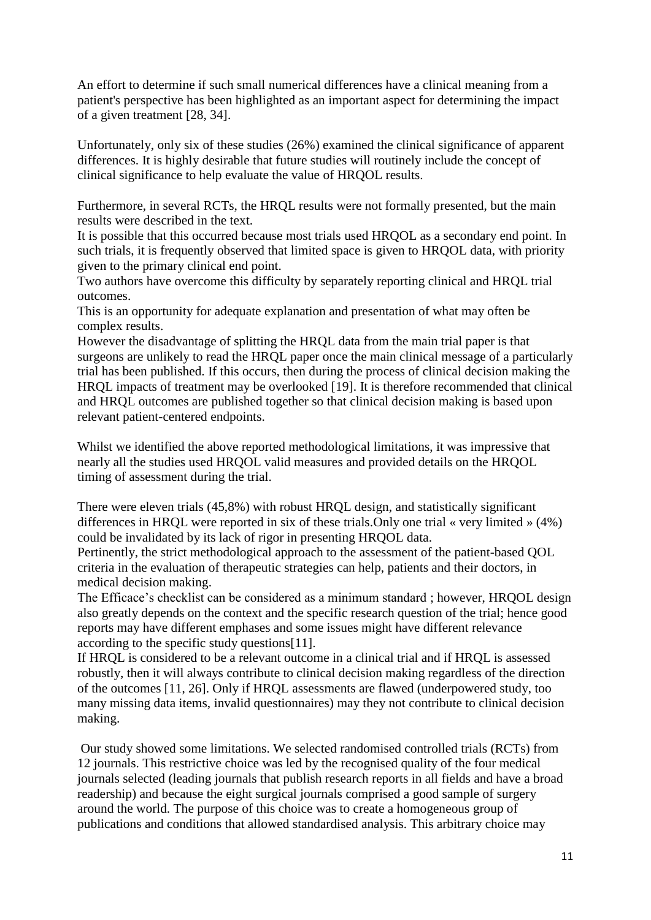An effort to determine if such small numerical differences have a clinical meaning from a patient's perspective has been highlighted as an important aspect for determining the impact of a given treatment [28, 34].

Unfortunately, only six of these studies (26%) examined the clinical significance of apparent differences. It is highly desirable that future studies will routinely include the concept of clinical significance to help evaluate the value of HRQOL results.

Furthermore, in several RCTs, the HRQL results were not formally presented, but the main results were described in the text.
It is possible that this occurred because most trials used HRQOL as a secondary end point. In such trials, it is frequently observed that limited space is given to HRQOL data, with priority given to the primary clinical end point.
Two authors have overcome this difficulty by separately reporting clinical and HRQL trial outcomes.
This is an opportunity for adequate explanation and presentation of what may often be complex results.
However the disadvantage of splitting the HRQL data from the main trial paper is that surgeons are unlikely to read the HRQL paper once the main clinical message of a particularly trial has been published. If this occurs, then during the process of clinical decision making the HRQL impacts of treatment may be overlooked [19]. It is therefore recommended that clinical and HRQL outcomes are published together so that clinical decision making is based upon relevant patient-centered endpoints.

Whilst we identified the above reported methodological limitations, it was impressive that nearly all the studies used HRQOL valid measures and provided details on the HRQOL timing of assessment during the trial.

There were eleven trials (45,8%) with robust HRQL design, and statistically significant differences in HRQL were reported in six of these trials.Only one trial « very limited » (4%) could be invalidated by its lack of rigor in presenting HRQOL data.
Pertinently, the strict methodological approach to the assessment of the patient-based QOL criteria in the evaluation of therapeutic strategies can help, patients and their doctors, in medical decision making.
The Efficace's checklist can be considered as a minimum standard ; however, HRQOL design also greatly depends on the context and the specific research question of the trial; hence good reports may have different emphases and some issues might have different relevance according to the specific study questions[11].
If HRQL is considered to be a relevant outcome in a clinical trial and if HRQL is assessed robustly, then it will always contribute to clinical decision making regardless of the direction of the outcomes [11, 26]. Only if HRQL assessments are flawed (underpowered study, too many missing data items, invalid questionnaires) may they not contribute to clinical decision making.

Our study showed some limitations. We selected randomised controlled trials (RCTs) from 12 journals. This restrictive choice was led by the recognised quality of the four medical journals selected (leading journals that publish research reports in all fields and have a broad readership) and because the eight surgical journals comprised a good sample of surgery around the world. The purpose of this choice was to create a homogeneous group of publications and conditions that allowed standardised analysis. This arbitrary choice may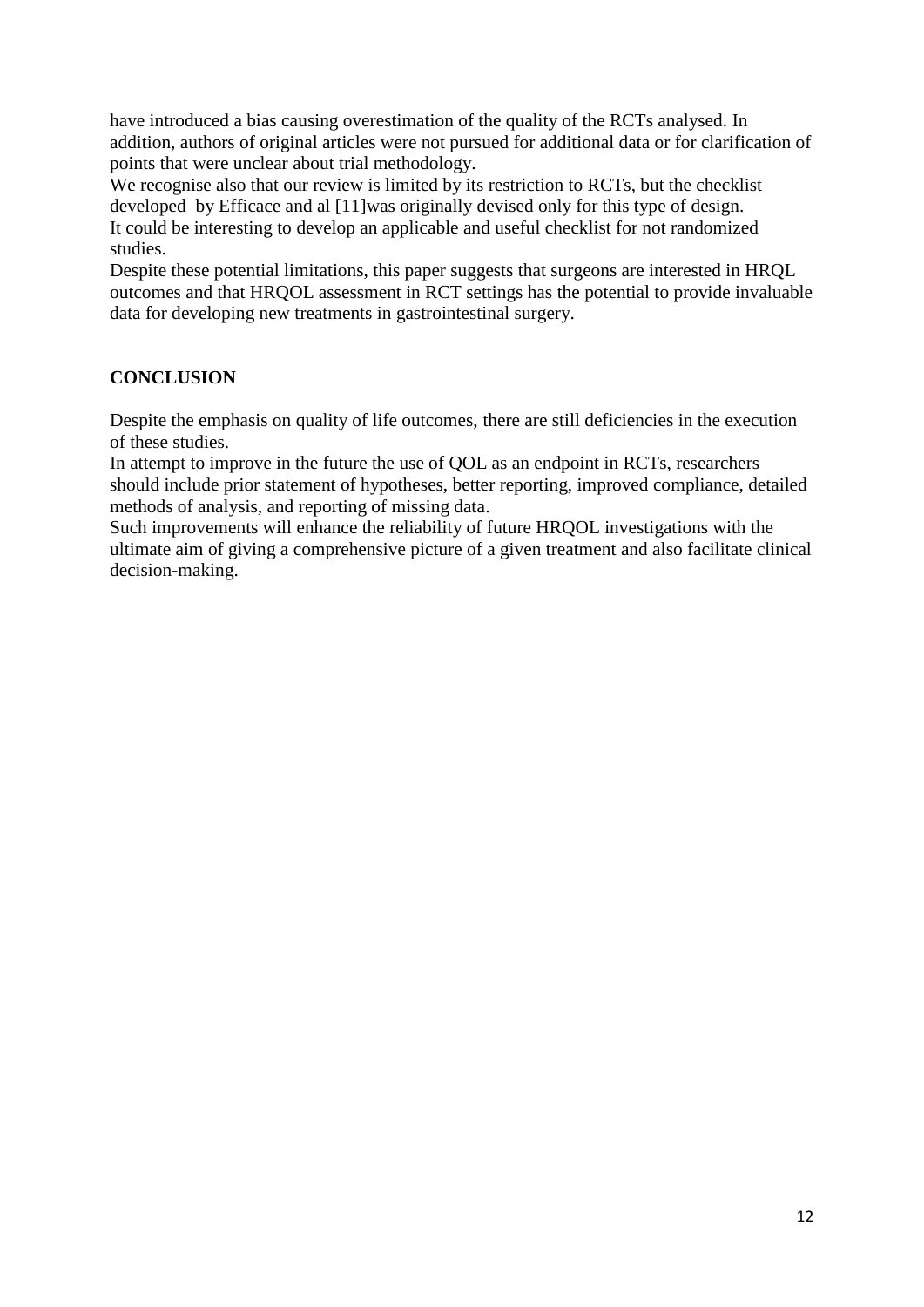have introduced a bias causing overestimation of the quality of the RCTs analysed. In addition, authors of original articles were not pursued for additional data or for clarification of points that were unclear about trial methodology.

We recognise also that our review is limited by its restriction to RCTs, but the checklist developed by Efficace and al [11]was originally devised only for this type of design.

It could be interesting to develop an applicable and useful checklist for not randomized studies.

Despite these potential limitations, this paper suggests that surgeons are interested in HRQL outcomes and that HRQOL assessment in RCT settings has the potential to provide invaluable data for developing new treatments in gastrointestinal surgery.

## CONCLUSION

Despite the emphasis on quality of life outcomes, there are still deficiencies in the execution of these studies.

In attempt to improve in the future the use of QOL as an endpoint in RCTs, researchers should include prior statement of hypotheses, better reporting, improved compliance, detailed methods of analysis, and reporting of missing data.

Such improvements will enhance the reliability of future HRQOL investigations with the ultimate aim of giving a comprehensive picture of a given treatment and also facilitate clinical decision-making.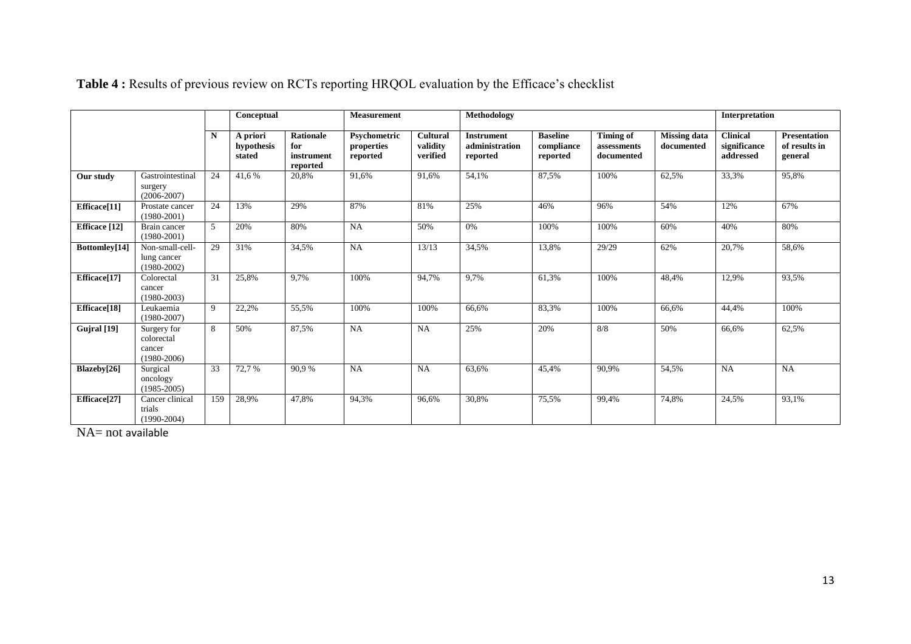**Table 4 :** Results of previous review on RCTs reporting HRQOL evaluation by the Efficace's checklist

| | | | Conceptual | | Measurement | | Methodology | | | | Interpretation | |
|---|---|---|---|---|---|---|---|---|---|---|---|---|
| | | **N** | **A priori hypothesis stated** | **Rationale for instrument reported** | **Psychometric properties reported** | **Cultural validity verified** | **Instrument administration reported** | **Baseline compliance reported** | **Timing of assessments documented** | **Missing data documented** | **Clinical significance addressed** | **Presentation of results in general** |
| **Our study** | Gastrointestinal surgery (2006-2007) | 24 | 41,6 % | 20,8% | 91,6% | 91,6% | 54,1% | 87,5% | 100% | 62,5% | 33,3% | 95,8% |
| **Efficace[11]** | Prostate cancer (1980-2001) | 24 | 13% | 29% | 87% | 81% | 25% | 46% | 96% | 54% | 12% | 67% |
| **Efficace [12]** | Brain cancer (1980-2001) | 5 | 20% | 80% | NA | 50% | 0% | 100% | 100% | 60% | 40% | 80% |
| **Bottomley[14]** | Non-small-cell-lung cancer (1980-2002) | 29 | 31% | 34,5% | NA | 13/13 | 34,5% | 13,8% | 29/29 | 62% | 20,7% | 58,6% |
| **Efficace[17]** | Colorectal cancer (1980-2003) | 31 | 25,8% | 9,7% | 100% | 94,7% | 9,7% | 61,3% | 100% | 48,4% | 12,9% | 93,5% |
| **Efficace[18]** | Leukaemia (1980-2007) | 9 | 22,2% | 55,5% | 100% | 100% | 66,6% | 83,3% | 100% | 66,6% | 44,4% | 100% |
| **Gujral [19]** | Surgery for colorectal cancer (1980-2006) | 8 | 50% | 87,5% | NA | NA | 25% | 20% | 8/8 | 50% | 66,6% | 62,5% |
| **Blazeby[26]** | Surgical oncology (1985-2005) | 33 | 72,7 % | 90,9 % | NA | NA | 63,6% | 45,4% | 90,9% | 54,5% | NA | NA |
| **Efficace[27]** | Cancer clinical trials (1990-2004) | 159 | 28,9% | 47,8% | 94,3% | 96,6% | 30,8% | 75,5% | 99,4% | 74,8% | 24,5% | 93,1% |

NA= not available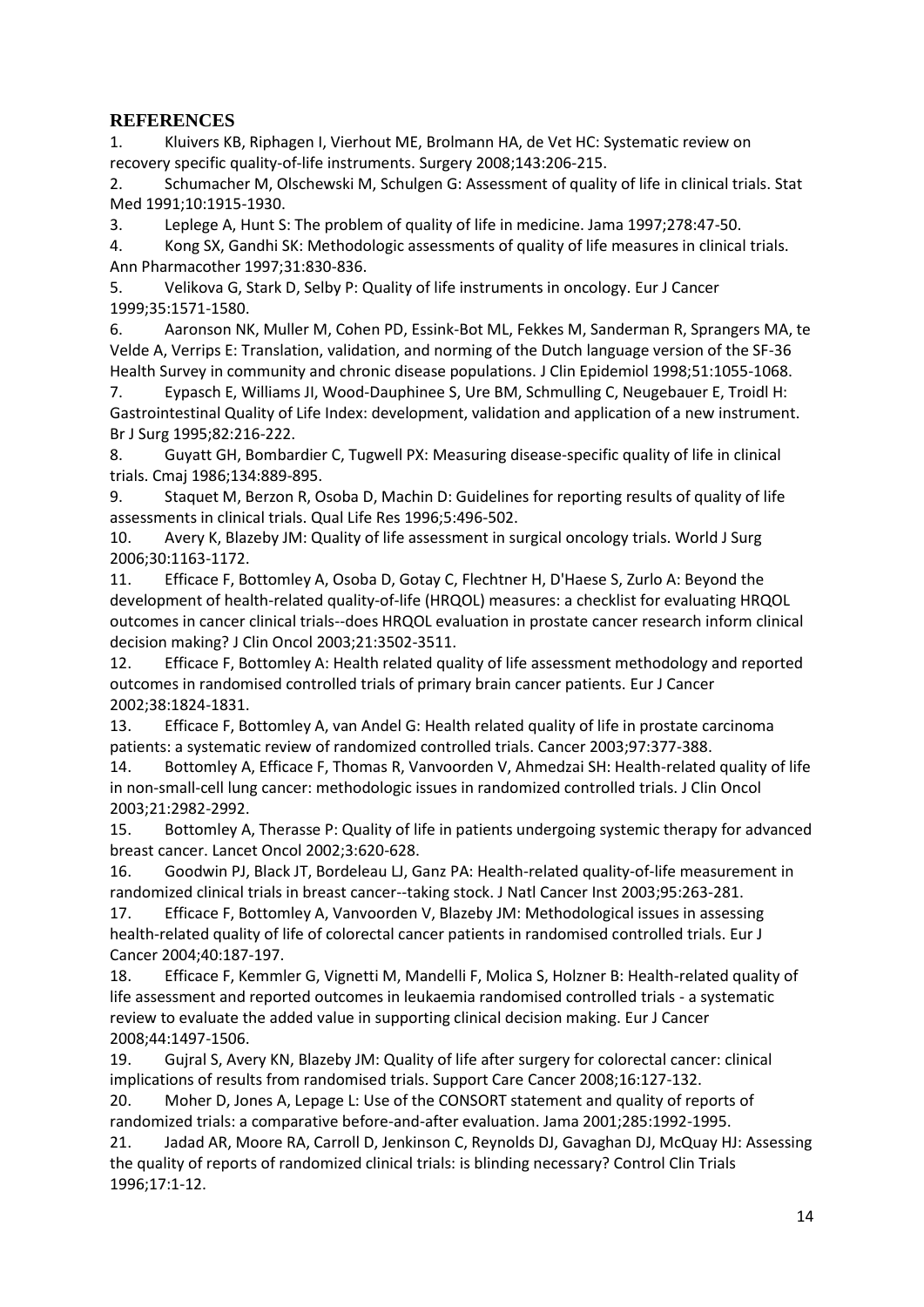## REFERENCES

1. Kluivers KB, Riphagen I, Vierhout ME, Brolmann HA, de Vet HC: Systematic review on recovery specific quality-of-life instruments. Surgery 2008;143:206-215.
2. Schumacher M, Olschewski M, Schulgen G: Assessment of quality of life in clinical trials. Stat Med 1991;10:1915-1930.
3. Leplege A, Hunt S: The problem of quality of life in medicine. Jama 1997;278:47-50.
4. Kong SX, Gandhi SK: Methodologic assessments of quality of life measures in clinical trials. Ann Pharmacother 1997;31:830-836.
5. Velikova G, Stark D, Selby P: Quality of life instruments in oncology. Eur J Cancer 1999;35:1571-1580.
6. Aaronson NK, Muller M, Cohen PD, Essink-Bot ML, Fekkes M, Sanderman R, Sprangers MA, te Velde A, Verrips E: Translation, validation, and norming of the Dutch language version of the SF-36 Health Survey in community and chronic disease populations. J Clin Epidemiol 1998;51:1055-1068.
7. Eypasch E, Williams JI, Wood-Dauphinee S, Ure BM, Schmulling C, Neugebauer E, Troidl H: Gastrointestinal Quality of Life Index: development, validation and application of a new instrument. Br J Surg 1995;82:216-222.
8. Guyatt GH, Bombardier C, Tugwell PX: Measuring disease-specific quality of life in clinical trials. Cmaj 1986;134:889-895.
9. Staquet M, Berzon R, Osoba D, Machin D: Guidelines for reporting results of quality of life assessments in clinical trials. Qual Life Res 1996;5:496-502.
10. Avery K, Blazeby JM: Quality of life assessment in surgical oncology trials. World J Surg 2006;30:1163-1172.
11. Efficace F, Bottomley A, Osoba D, Gotay C, Flechtner H, D'Haese S, Zurlo A: Beyond the development of health-related quality-of-life (HRQOL) measures: a checklist for evaluating HRQOL outcomes in cancer clinical trials--does HRQOL evaluation in prostate cancer research inform clinical decision making? J Clin Oncol 2003;21:3502-3511.
12. Efficace F, Bottomley A: Health related quality of life assessment methodology and reported outcomes in randomised controlled trials of primary brain cancer patients. Eur J Cancer 2002;38:1824-1831.
13. Efficace F, Bottomley A, van Andel G: Health related quality of life in prostate carcinoma patients: a systematic review of randomized controlled trials. Cancer 2003;97:377-388.
14. Bottomley A, Efficace F, Thomas R, Vanvoorden V, Ahmedzai SH: Health-related quality of life in non-small-cell lung cancer: methodologic issues in randomized controlled trials. J Clin Oncol 2003;21:2982-2992.
15. Bottomley A, Therasse P: Quality of life in patients undergoing systemic therapy for advanced breast cancer. Lancet Oncol 2002;3:620-628.
16. Goodwin PJ, Black JT, Bordeleau LJ, Ganz PA: Health-related quality-of-life measurement in randomized clinical trials in breast cancer--taking stock. J Natl Cancer Inst 2003;95:263-281.
17. Efficace F, Bottomley A, Vanvoorden V, Blazeby JM: Methodological issues in assessing health-related quality of life of colorectal cancer patients in randomised controlled trials. Eur J Cancer 2004;40:187-197.
18. Efficace F, Kemmler G, Vignetti M, Mandelli F, Molica S, Holzner B: Health-related quality of life assessment and reported outcomes in leukaemia randomised controlled trials - a systematic review to evaluate the added value in supporting clinical decision making. Eur J Cancer 2008;44:1497-1506.
19. Gujral S, Avery KN, Blazeby JM: Quality of life after surgery for colorectal cancer: clinical implications of results from randomised trials. Support Care Cancer 2008;16:127-132.
20. Moher D, Jones A, Lepage L: Use of the CONSORT statement and quality of reports of randomized trials: a comparative before-and-after evaluation. Jama 2001;285:1992-1995.
21. Jadad AR, Moore RA, Carroll D, Jenkinson C, Reynolds DJ, Gavaghan DJ, McQuay HJ: Assessing the quality of reports of randomized clinical trials: is blinding necessary? Control Clin Trials 1996;17:1-12.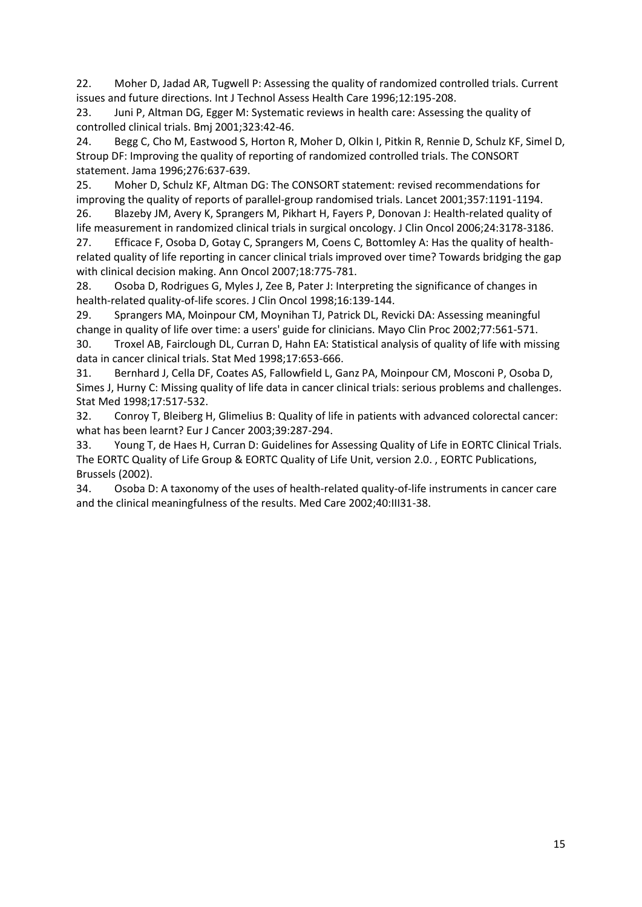22. Moher D, Jadad AR, Tugwell P: Assessing the quality of randomized controlled trials. Current issues and future directions. Int J Technol Assess Health Care 1996;12:195-208.
23. Juni P, Altman DG, Egger M: Systematic reviews in health care: Assessing the quality of controlled clinical trials. Bmj 2001;323:42-46.
24. Begg C, Cho M, Eastwood S, Horton R, Moher D, Olkin I, Pitkin R, Rennie D, Schulz KF, Simel D, Stroup DF: Improving the quality of reporting of randomized controlled trials. The CONSORT statement. Jama 1996;276:637-639.
25. Moher D, Schulz KF, Altman DG: The CONSORT statement: revised recommendations for improving the quality of reports of parallel-group randomised trials. Lancet 2001;357:1191-1194.
26. Blazeby JM, Avery K, Sprangers M, Pikhart H, Fayers P, Donovan J: Health-related quality of life measurement in randomized clinical trials in surgical oncology. J Clin Oncol 2006;24:3178-3186.
27. Efficace F, Osoba D, Gotay C, Sprangers M, Coens C, Bottomley A: Has the quality of health-related quality of life reporting in cancer clinical trials improved over time? Towards bridging the gap with clinical decision making. Ann Oncol 2007;18:775-781.
28. Osoba D, Rodrigues G, Myles J, Zee B, Pater J: Interpreting the significance of changes in health-related quality-of-life scores. J Clin Oncol 1998;16:139-144.
29. Sprangers MA, Moinpour CM, Moynihan TJ, Patrick DL, Revicki DA: Assessing meaningful change in quality of life over time: a users' guide for clinicians. Mayo Clin Proc 2002;77:561-571.
30. Troxel AB, Fairclough DL, Curran D, Hahn EA: Statistical analysis of quality of life with missing data in cancer clinical trials. Stat Med 1998;17:653-666.
31. Bernhard J, Cella DF, Coates AS, Fallowfield L, Ganz PA, Moinpour CM, Mosconi P, Osoba D, Simes J, Hurny C: Missing quality of life data in cancer clinical trials: serious problems and challenges. Stat Med 1998;17:517-532.
32. Conroy T, Bleiberg H, Glimelius B: Quality of life in patients with advanced colorectal cancer: what has been learnt? Eur J Cancer 2003;39:287-294.
33. Young T, de Haes H, Curran D: Guidelines for Assessing Quality of Life in EORTC Clinical Trials. The EORTC Quality of Life Group & EORTC Quality of Life Unit, version 2.0. , EORTC Publications, Brussels (2002).
34. Osoba D: A taxonomy of the uses of health-related quality-of-life instruments in cancer care and the clinical meaningfulness of the results. Med Care 2002;40:III31-38.